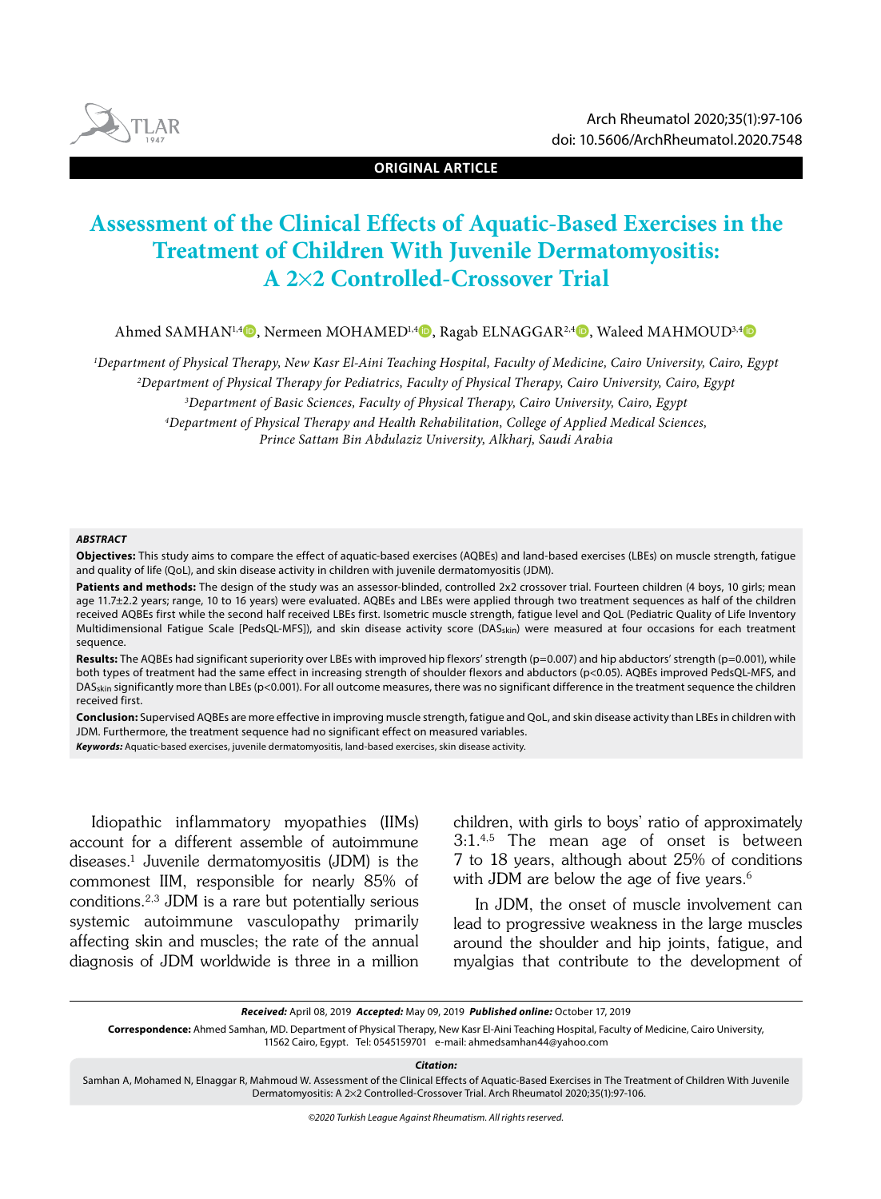ORIGINAL ARTICLE

# Assessment of the Clinical Effects of Aquatic-Based Exercises in the Treatment of Children With Juvenile Dermatomyositis: A 2×2 Controlled-Crossover Trial

Ahmed SAMHAN[1,4], Nermeen MOHAMED[1,4], Ragab ELNAGGAR[2,4], Waleed MAHMOUD[3,4]

[1]Department of Physical Therapy, New Kasr El-Aini Teaching Hospital, Faculty of Medicine, Cairo University, Cairo, Egypt

[2]Department of Physical Therapy for Pediatrics, Faculty of Physical Therapy, Cairo University, Cairo, Egypt

[3]Department of Basic Sciences, Faculty of Physical Therapy, Cairo University, Cairo, Egypt

[4]Department of Physical Therapy and Health Rehabilitation, College of Applied Medical Sciences, Prince Sattam Bin Abdulaziz University, Alkharj, Saudi Arabia

### *ABSTRACT*

**Objectives:** This study aims to compare the effect of aquatic-based exercises (AQBEs) and land-based exercises (LBEs) on muscle strength, fatigue and quality of life (QoL), and skin disease activity in children with juvenile dermatomyositis (JDM).

**Patients and methods:** The design of the study was an assessor-blinded, controlled 2x2 crossover trial. Fourteen children (4 boys, 10 girls; mean age 11.7±2.2 years; range, 10 to 16 years) were evaluated. AQBEs and LBEs were applied through two treatment sequences as half of the children received AQBEs first while the second half received LBEs first. Isometric muscle strength, fatigue level and QoL (Pediatric Quality of Life Inventory Multidimensional Fatigue Scale [PedsQL-MFS]), and skin disease activity score ($DAS_{skin}$) were measured at four occasions for each treatment sequence.

**Results:** The AQBEs had significant superiority over LBEs with improved hip flexors' strength ($p=0.007$) and hip abductors' strength ($p=0.001$), while both types of treatment had the same effect in increasing strength of shoulder flexors and abductors ($p<0.05$). AQBEs improved PedsQL-MFS, and $DAS_{skin}$ significantly more than LBEs ($p<0.001$). For all outcome measures, there was no significant difference in the treatment sequence the children received first.

**Conclusion:** Supervised AQBEs are more effective in improving muscle strength, fatigue and QoL, and skin disease activity than LBEs in children with JDM. Furthermore, the treatment sequence had no significant effect on measured variables.

***Keywords:*** Aquatic-based exercises, juvenile dermatomyositis, land-based exercises, skin disease activity.

Idiopathic inflammatory myopathies (IIMs) account for a different assemble of autoimmune diseases.[1] Juvenile dermatomyositis (JDM) is the commonest IIM, responsible for nearly 85% of conditions.[2,3] JDM is a rare but potentially serious systemic autoimmune vasculopathy primarily affecting skin and muscles; the rate of the annual diagnosis of JDM worldwide is three in a million children, with girls to boys' ratio of approximately 3:1.[4,5] The mean age of onset is between 7 to 18 years, although about 25% of conditions with JDM are below the age of five years.[6]

In JDM, the onset of muscle involvement can lead to progressive weakness in the large muscles around the shoulder and hip joints, fatigue, and myalgias that contribute to the development of

***Received:*** April 08, 2019 ***Accepted:*** May 09, 2019 ***Published online:*** October 17, 2019

**Correspondence:** Ahmed Samhan, MD. Department of Physical Therapy, New Kasr El-Aini Teaching Hospital, Faculty of Medicine, Cairo University, 11562 Cairo, Egypt. Tel: 0545159701 e-mail: ahmedsamhan44@yahoo.com

***Citation:***

Samhan A, Mohamed N, Elnaggar R, Mahmoud W. Assessment of the Clinical Effects of Aquatic-Based Exercises in The Treatment of Children With Juvenile Dermatomyositis: A 2×2 Controlled-Crossover Trial. Arch Rheumatol 2020;35(1):97-106.

*©2020 Turkish League Against Rheumatism. All rights reserved.*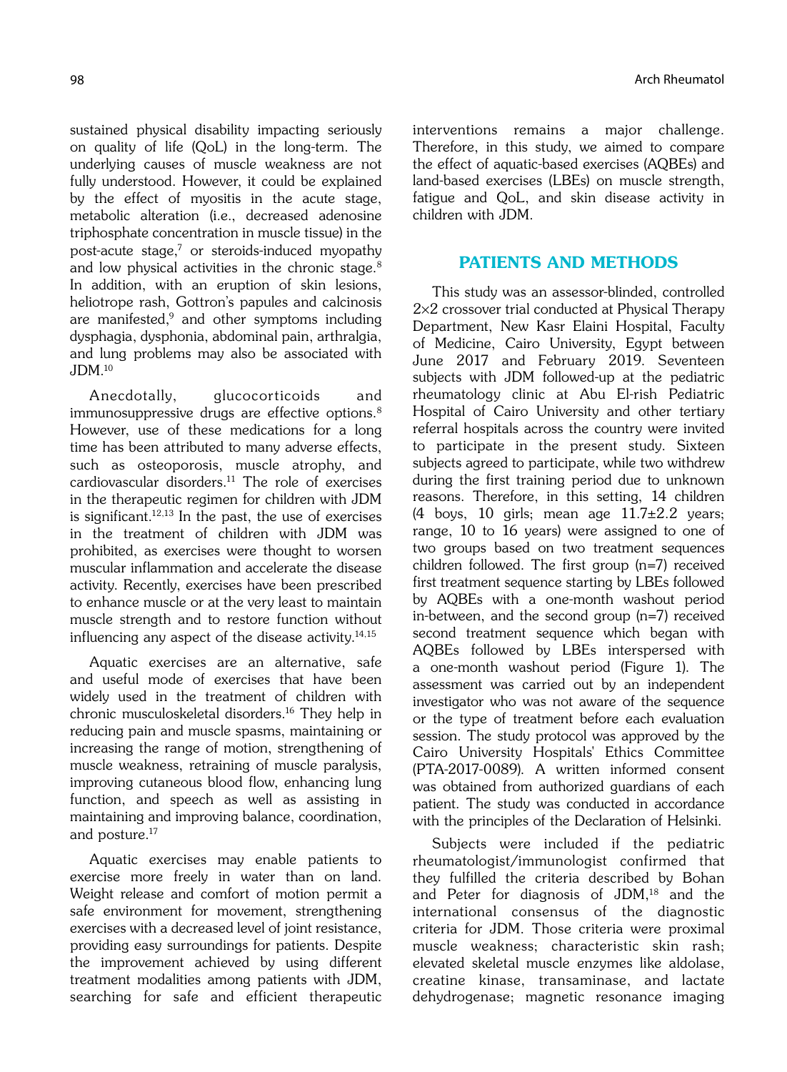sustained physical disability impacting seriously on quality of life (QoL) in the long-term. The underlying causes of muscle weakness are not fully understood. However, it could be explained by the effect of myositis in the acute stage, metabolic alteration (i.e., decreased adenosine triphosphate concentration in muscle tissue) in the post-acute stage,[7] or steroids-induced myopathy and low physical activities in the chronic stage.[8] In addition, with an eruption of skin lesions, heliotrope rash, Gottron's papules and calcinosis are manifested,[9] and other symptoms including dysphagia, dysphonia, abdominal pain, arthralgia, and lung problems may also be associated with JDM.[10]

Anecdotally, glucocorticoids and immunosuppressive drugs are effective options.[8] However, use of these medications for a long time has been attributed to many adverse effects, such as osteoporosis, muscle atrophy, and cardiovascular disorders.[11] The role of exercises in the therapeutic regimen for children with JDM is significant.[12,13] In the past, the use of exercises in the treatment of children with JDM was prohibited, as exercises were thought to worsen muscular inflammation and accelerate the disease activity. Recently, exercises have been prescribed to enhance muscle or at the very least to maintain muscle strength and to restore function without influencing any aspect of the disease activity.[14,15]

Aquatic exercises are an alternative, safe and useful mode of exercises that have been widely used in the treatment of children with chronic musculoskeletal disorders.[16] They help in reducing pain and muscle spasms, maintaining or increasing the range of motion, strengthening of muscle weakness, retraining of muscle paralysis, improving cutaneous blood flow, enhancing lung function, and speech as well as assisting in maintaining and improving balance, coordination, and posture.[17]

Aquatic exercises may enable patients to exercise more freely in water than on land. Weight release and comfort of motion permit a safe environment for movement, strengthening exercises with a decreased level of joint resistance, providing easy surroundings for patients. Despite the improvement achieved by using different treatment modalities among patients with JDM, searching for safe and efficient therapeutic interventions remains a major challenge. Therefore, in this study, we aimed to compare the effect of aquatic-based exercises (AQBEs) and land-based exercises (LBEs) on muscle strength, fatigue and QoL, and skin disease activity in children with JDM.

## PATIENTS AND METHODS

This study was an assessor-blinded, controlled 2×2 crossover trial conducted at Physical Therapy Department, New Kasr Elaini Hospital, Faculty of Medicine, Cairo University, Egypt between June 2017 and February 2019. Seventeen subjects with JDM followed-up at the pediatric rheumatology clinic at Abu El-rish Pediatric Hospital of Cairo University and other tertiary referral hospitals across the country were invited to participate in the present study. Sixteen subjects agreed to participate, while two withdrew during the first training period due to unknown reasons. Therefore, in this setting, 14 children (4 boys, 10 girls; mean age 11.7±2.2 years; range, 10 to 16 years) were assigned to one of two groups based on two treatment sequences children followed. The first group (n=7) received first treatment sequence starting by LBEs followed by AQBEs with a one-month washout period in-between, and the second group (n=7) received second treatment sequence which began with AQBEs followed by LBEs interspersed with a one-month washout period (Figure 1). The assessment was carried out by an independent investigator who was not aware of the sequence or the type of treatment before each evaluation session. The study protocol was approved by the Cairo University Hospitals' Ethics Committee (PTA-2017-0089). A written informed consent was obtained from authorized guardians of each patient. The study was conducted in accordance with the principles of the Declaration of Helsinki.

Subjects were included if the pediatric rheumatologist/immunologist confirmed that they fulfilled the criteria described by Bohan and Peter for diagnosis of JDM,[18] and the international consensus of the diagnostic criteria for JDM. Those criteria were proximal muscle weakness; characteristic skin rash; elevated skeletal muscle enzymes like aldolase, creatine kinase, transaminase, and lactate dehydrogenase; magnetic resonance imaging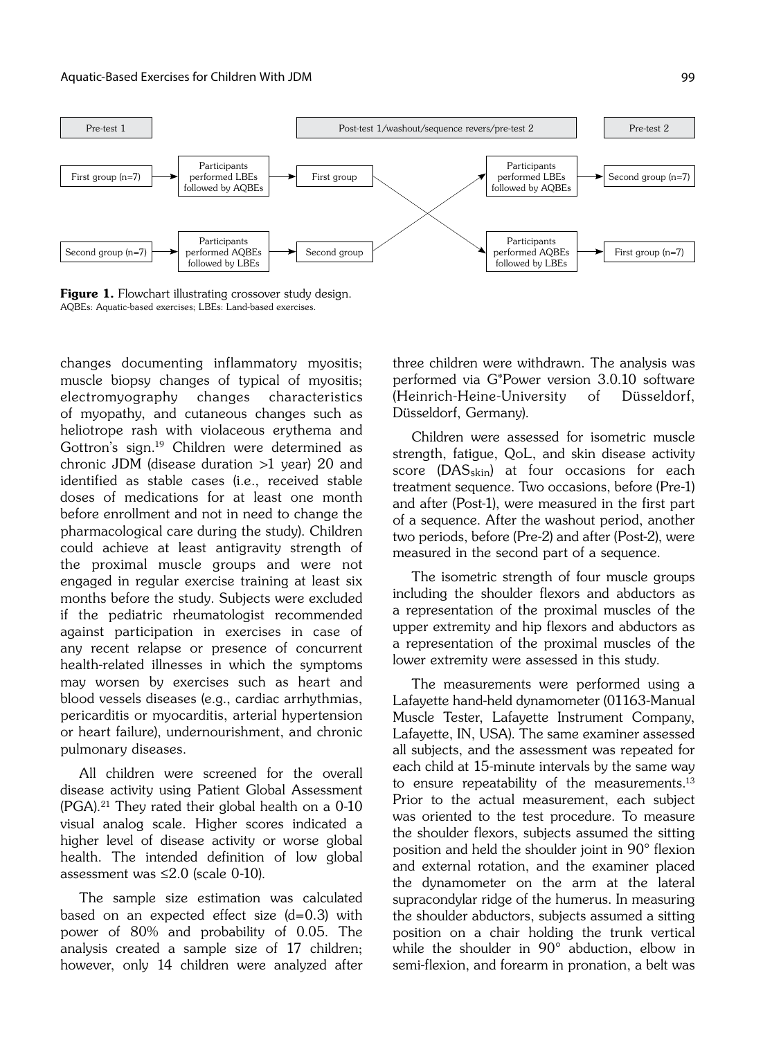Pre-test 1 | Post-test 1/washout/sequence revers/pre-test 2 | Pre-test 2

First group (n=7) → Participants performed LBEs followed by AQBEs → First group → Participants performed AQBEs followed by LBEs → First group (n=7)

Second group (n=7) → Participants performed AQBEs followed by LBEs → Second group → Participants performed LBEs followed by AQBEs → Second group (n=7)

**Figure 1.** Flowchart illustrating crossover study design.
AQBEs: Aquatic-based exercises; LBEs: Land-based exercises.

changes documenting inflammatory myositis; muscle biopsy changes of typical of myositis; electromyography changes characteristics of myopathy, and cutaneous changes such as heliotrope rash with violaceous erythema and Gottron's sign.[19] Children were determined as chronic JDM (disease duration >1 year) 20 and identified as stable cases (i.e., received stable doses of medications for at least one month before enrollment and not in need to change the pharmacological care during the study). Children could achieve at least antigravity strength of the proximal muscle groups and were not engaged in regular exercise training at least six months before the study. Subjects were excluded if the pediatric rheumatologist recommended against participation in exercises in case of any recent relapse or presence of concurrent health-related illnesses in which the symptoms may worsen by exercises such as heart and blood vessels diseases (e.g., cardiac arrhythmias, pericarditis or myocarditis, arterial hypertension or heart failure), undernourishment, and chronic pulmonary diseases.

All children were screened for the overall disease activity using Patient Global Assessment (PGA).[21] They rated their global health on a 0-10 visual analog scale. Higher scores indicated a higher level of disease activity or worse global health. The intended definition of low global assessment was ≤2.0 (scale 0-10).

The sample size estimation was calculated based on an expected effect size (d=0.3) with power of 80% and probability of 0.05. The analysis created a sample size of 17 children; however, only 14 children were analyzed after three children were withdrawn. The analysis was performed via G*Power version 3.0.10 software (Heinrich-Heine-University of Düsseldorf, Düsseldorf, Germany).

Children were assessed for isometric muscle strength, fatigue, QoL, and skin disease activity score ($DAS_{skin}$) at four occasions for each treatment sequence. Two occasions, before (Pre-1) and after (Post-1), were measured in the first part of a sequence. After the washout period, another two periods, before (Pre-2) and after (Post-2), were measured in the second part of a sequence.

The isometric strength of four muscle groups including the shoulder flexors and abductors as a representation of the proximal muscles of the upper extremity and hip flexors and abductors as a representation of the proximal muscles of the lower extremity were assessed in this study.

The measurements were performed using a Lafayette hand-held dynamometer (01163-Manual Muscle Tester, Lafayette Instrument Company, Lafayette, IN, USA). The same examiner assessed all subjects, and the assessment was repeated for each child at 15-minute intervals by the same way to ensure repeatability of the measurements.[13] Prior to the actual measurement, each subject was oriented to the test procedure. To measure the shoulder flexors, subjects assumed the sitting position and held the shoulder joint in 90° flexion and external rotation, and the examiner placed the dynamometer on the arm at the lateral supracondylar ridge of the humerus. In measuring the shoulder abductors, subjects assumed a sitting position on a chair holding the trunk vertical while the shoulder in 90° abduction, elbow in semi-flexion, and forearm in pronation, a belt was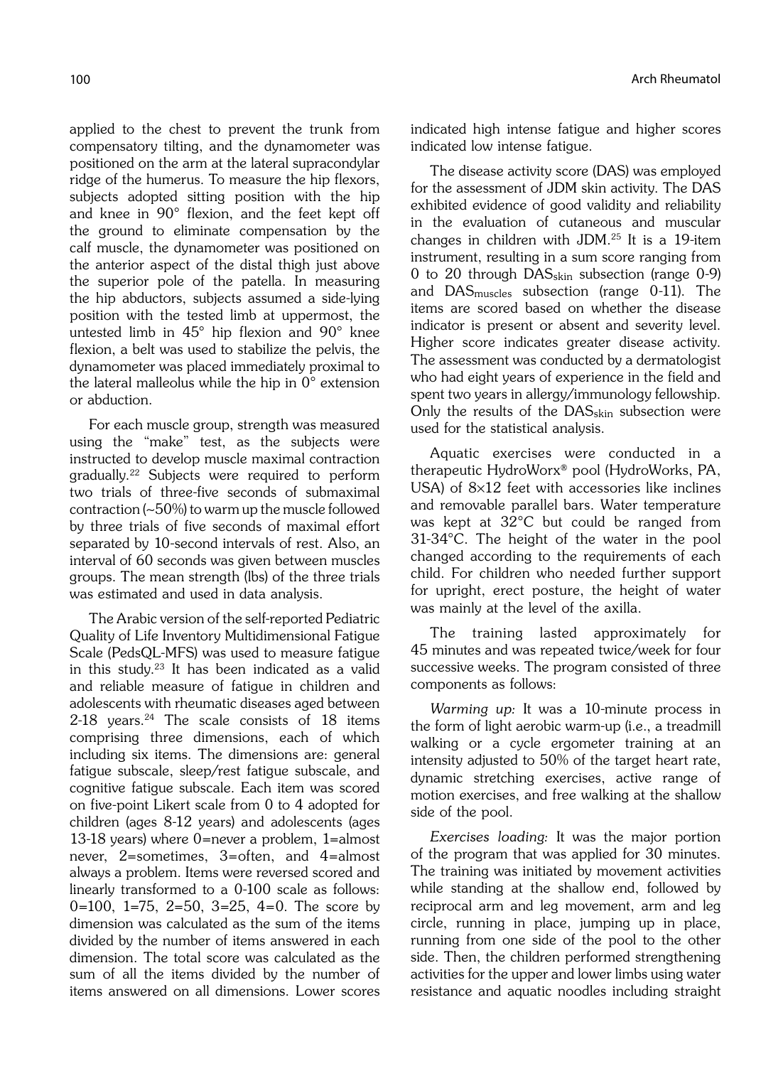applied to the chest to prevent the trunk from compensatory tilting, and the dynamometer was positioned on the arm at the lateral supracondylar ridge of the humerus. To measure the hip flexors, subjects adopted sitting position with the hip and knee in 90° flexion, and the feet kept off the ground to eliminate compensation by the calf muscle, the dynamometer was positioned on the anterior aspect of the distal thigh just above the superior pole of the patella. In measuring the hip abductors, subjects assumed a side-lying position with the tested limb at uppermost, the untested limb in 45° hip flexion and 90° knee flexion, a belt was used to stabilize the pelvis, the dynamometer was placed immediately proximal to the lateral malleolus while the hip in 0° extension or abduction.

For each muscle group, strength was measured using the "make" test, as the subjects were instructed to develop muscle maximal contraction gradually.[22] Subjects were required to perform two trials of three-five seconds of submaximal contraction (~50%) to warm up the muscle followed by three trials of five seconds of maximal effort separated by 10-second intervals of rest. Also, an interval of 60 seconds was given between muscles groups. The mean strength (lbs) of the three trials was estimated and used in data analysis.

The Arabic version of the self-reported Pediatric Quality of Life Inventory Multidimensional Fatigue Scale (PedsQL-MFS) was used to measure fatigue in this study.[23] It has been indicated as a valid and reliable measure of fatigue in children and adolescents with rheumatic diseases aged between 2-18 years.[24] The scale consists of 18 items comprising three dimensions, each of which including six items. The dimensions are: general fatigue subscale, sleep/rest fatigue subscale, and cognitive fatigue subscale. Each item was scored on five-point Likert scale from 0 to 4 adopted for children (ages 8-12 years) and adolescents (ages 13-18 years) where 0=never a problem, 1=almost never, 2=sometimes, 3=often, and 4=almost always a problem. Items were reversed scored and linearly transformed to a 0-100 scale as follows: 0=100, 1=75, 2=50, 3=25, 4=0. The score by dimension was calculated as the sum of the items divided by the number of items answered in each dimension. The total score was calculated as the sum of all the items divided by the number of items answered on all dimensions. Lower scores indicated high intense fatigue and higher scores indicated low intense fatigue.

The disease activity score (DAS) was employed for the assessment of JDM skin activity. The DAS exhibited evidence of good validity and reliability in the evaluation of cutaneous and muscular changes in children with JDM.[25] It is a 19-item instrument, resulting in a sum score ranging from 0 to 20 through $DAS_{skin}$ subsection (range 0-9) and $DAS_{muscles}$ subsection (range 0-11). The items are scored based on whether the disease indicator is present or absent and severity level. Higher score indicates greater disease activity. The assessment was conducted by a dermatologist who had eight years of experience in the field and spent two years in allergy/immunology fellowship. Only the results of the $DAS_{skin}$ subsection were used for the statistical analysis.

Aquatic exercises were conducted in a therapeutic HydroWorx® pool (HydroWorks, PA, USA) of 8×12 feet with accessories like inclines and removable parallel bars. Water temperature was kept at 32°C but could be ranged from 31-34°C. The height of the water in the pool changed according to the requirements of each child. For children who needed further support for upright, erect posture, the height of water was mainly at the level of the axilla.

The training lasted approximately for 45 minutes and was repeated twice/week for four successive weeks. The program consisted of three components as follows:

*Warming up:* It was a 10-minute process in the form of light aerobic warm-up (i.e., a treadmill walking or a cycle ergometer training at an intensity adjusted to 50% of the target heart rate, dynamic stretching exercises, active range of motion exercises, and free walking at the shallow side of the pool.

*Exercises loading:* It was the major portion of the program that was applied for 30 minutes. The training was initiated by movement activities while standing at the shallow end, followed by reciprocal arm and leg movement, arm and leg circle, running in place, jumping up in place, running from one side of the pool to the other side. Then, the children performed strengthening activities for the upper and lower limbs using water resistance and aquatic noodles including straight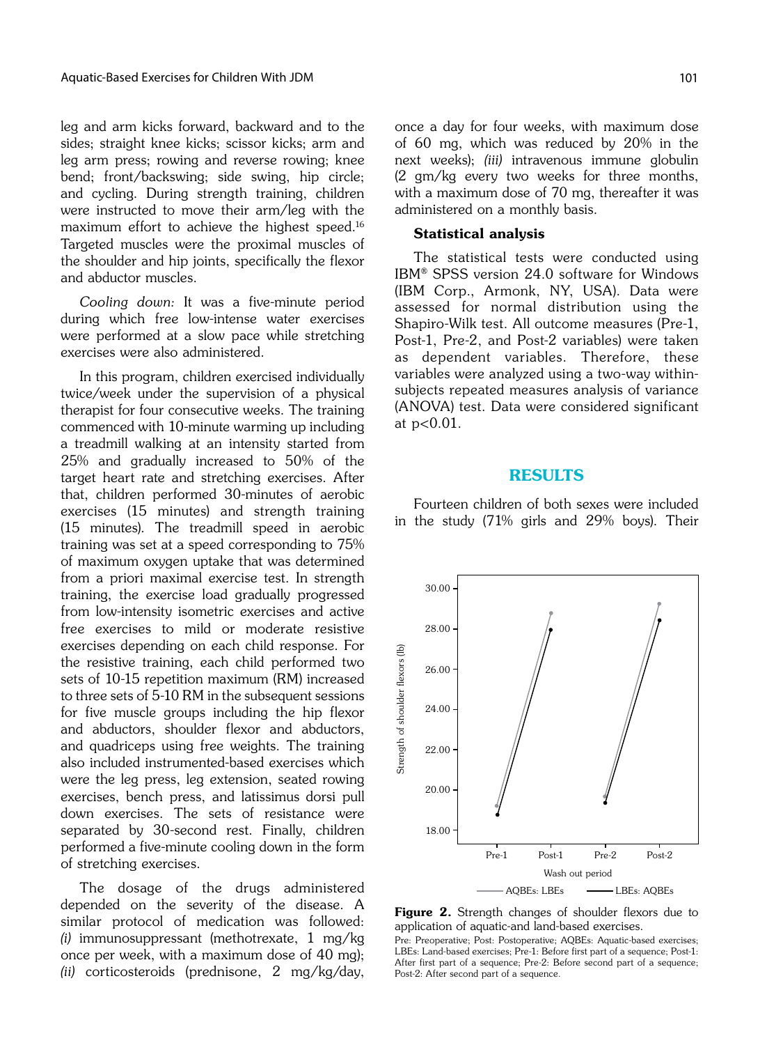leg and arm kicks forward, backward and to the sides; straight knee kicks; scissor kicks; arm and leg arm press; rowing and reverse rowing; knee bend; front/backswing; side swing, hip circle; and cycling. During strength training, children were instructed to move their arm/leg with the maximum effort to achieve the highest speed.[16] Targeted muscles were the proximal muscles of the shoulder and hip joints, specifically the flexor and abductor muscles.

*Cooling down:* It was a five-minute period during which free low-intense water exercises were performed at a slow pace while stretching exercises were also administered.

In this program, children exercised individually twice/week under the supervision of a physical therapist for four consecutive weeks. The training commenced with 10-minute warming up including a treadmill walking at an intensity started from 25% and gradually increased to 50% of the target heart rate and stretching exercises. After that, children performed 30-minutes of aerobic exercises (15 minutes) and strength training (15 minutes). The treadmill speed in aerobic training was set at a speed corresponding to 75% of maximum oxygen uptake that was determined from a priori maximal exercise test. In strength training, the exercise load gradually progressed from low-intensity isometric exercises and active free exercises to mild or moderate resistive exercises depending on each child response. For the resistive training, each child performed two sets of 10-15 repetition maximum (RM) increased to three sets of 5-10 RM in the subsequent sessions for five muscle groups including the hip flexor and abductors, shoulder flexor and abductors, and quadriceps using free weights. The training also included instrumented-based exercises which were the leg press, leg extension, seated rowing exercises, bench press, and latissimus dorsi pull down exercises. The sets of resistance were separated by 30-second rest. Finally, children performed a five-minute cooling down in the form of stretching exercises.

The dosage of the drugs administered depended on the severity of the disease. A similar protocol of medication was followed: *(i)* immunosuppressant (methotrexate, 1 mg/kg once per week, with a maximum dose of 40 mg); *(ii)* corticosteroids (prednisone, 2 mg/kg/day, once a day for four weeks, with maximum dose of 60 mg, which was reduced by 20% in the next weeks); *(iii)* intravenous immune globulin (2 gm/kg every two weeks for three months, with a maximum dose of 70 mg, thereafter it was administered on a monthly basis.

### Statistical analysis

The statistical tests were conducted using IBM® SPSS version 24.0 software for Windows (IBM Corp., Armonk, NY, USA). Data were assessed for normal distribution using the Shapiro-Wilk test. All outcome measures (Pre-1, Post-1, Pre-2, and Post-2 variables) were taken as dependent variables. Therefore, these variables were analyzed using a two-way within-subjects repeated measures analysis of variance (ANOVA) test. Data were considered significant at $p<0.01$.

## RESULTS

Fourteen children of both sexes were included in the study (71% girls and 29% boys). Their

**Figure 2.** Strength changes of shoulder flexors due to application of aquatic-and land-based exercises.

Pre: Preoperative; Post: Postoperative; AQBEs: Aquatic-based exercises; LBEs: Land-based exercises; Pre-1: Before first part of a sequence; Post-1: After first part of a sequence; Pre-2: Before second part of a sequence; Post-2: After second part of a sequence.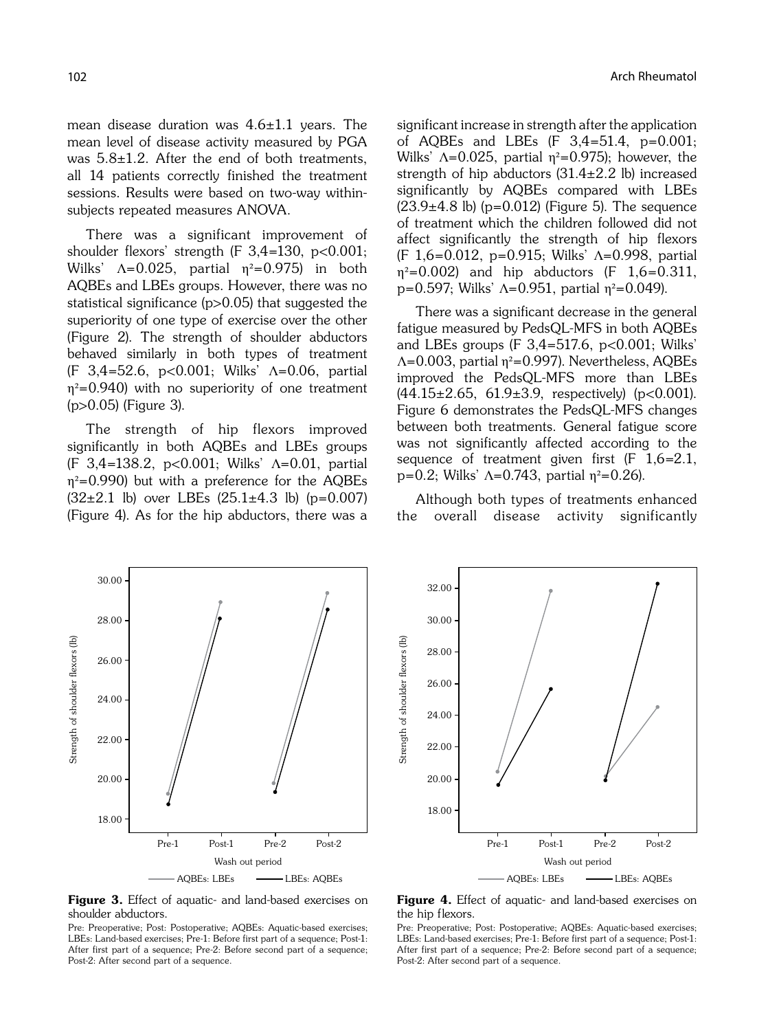mean disease duration was 4.6±1.1 years. The mean level of disease activity measured by PGA was 5.8±1.2. After the end of both treatments, all 14 patients correctly finished the treatment sessions. Results were based on two-way within-subjects repeated measures ANOVA.

There was a significant improvement of shoulder flexors' strength (F 3,4=130, $p<0.001$; Wilks' $\Lambda=0.025$, partial $\eta^2=0.975$) in both AQBEs and LBEs groups. However, there was no statistical significance ($p>0.05$) that suggested the superiority of one type of exercise over the other (Figure 2). The strength of shoulder abductors behaved similarly in both types of treatment (F 3,4=52.6, $p<0.001$; Wilks' $\Lambda=0.06$, partial $\eta^2=0.940$) with no superiority of one treatment ($p>0.05$) (Figure 3).

The strength of hip flexors improved significantly in both AQBEs and LBEs groups (F 3,4=138.2, $p<0.001$; Wilks' $\Lambda=0.01$, partial $\eta^2=0.990$) but with a preference for the AQBEs (32±2.1 lb) over LBEs (25.1±4.3 lb) ($p=0.007$) (Figure 4). As for the hip abductors, there was a significant increase in strength after the application of AQBEs and LBEs (F 3,4=51.4, $p=0.001$; Wilks' $\Lambda=0.025$, partial $\eta^2=0.975$); however, the strength of hip abductors (31.4±2.2 lb) increased significantly by AQBEs compared with LBEs (23.9±4.8 lb) ($p=0.012$) (Figure 5). The sequence of treatment which the children followed did not affect significantly the strength of hip flexors (F 1,6=0.012, $p=0.915$; Wilks' $\Lambda=0.998$, partial $\eta^2=0.002$) and hip abductors (F 1,6=0.311, $p=0.597$; Wilks' $\Lambda=0.951$, partial $\eta^2=0.049$).

There was a significant decrease in the general fatigue measured by PedsQL-MFS in both AQBEs and LBEs groups (F 3,4=517.6, $p<0.001$; Wilks' $\Lambda=0.003$, partial $\eta^2=0.997$). Nevertheless, AQBEs improved the PedsQL-MFS more than LBEs (44.15±2.65, 61.9±3.9, respectively) ($p<0.001$). Figure 6 demonstrates the PedsQL-MFS changes between both treatments. General fatigue score was not significantly affected according to the sequence of treatment given first (F 1,6=2.1, $p=0.2$; Wilks' $\Lambda=0.743$, partial $\eta^2=0.26$).

Although both types of treatments enhanced the overall disease activity significantly

**Figure 3.** Effect of aquatic- and land-based exercises on shoulder abductors.

Pre: Preoperative; Post: Postoperative; AQBEs: Aquatic-based exercises; LBEs: Land-based exercises; Pre-1: Before first part of a sequence; Post-1: After first part of a sequence; Pre-2: Before second part of a sequence; Post-2: After second part of a sequence.

**Figure 4.** Effect of aquatic- and land-based exercises on the hip flexors.

Pre: Preoperative; Post: Postoperative; AQBEs: Aquatic-based exercises; LBEs: Land-based exercises; Pre-1: Before first part of a sequence; Post-1: After first part of a sequence; Pre-2: Before second part of a sequence; Post-2: After second part of a sequence.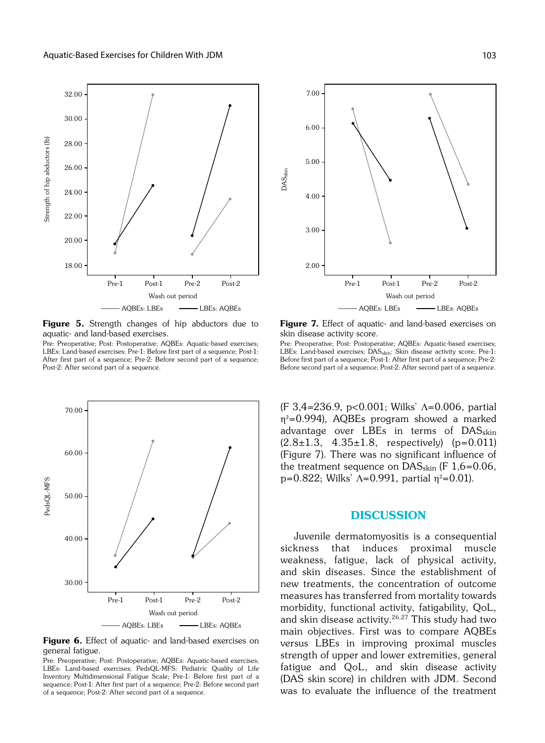**Figure 5.** Strength changes of hip abductors due to aquatic- and land-based exercises.

Pre: Preoperative; Post: Postoperative; AQBEs: Aquatic-based exercises; LBEs: Land-based exercises; Pre-1: Before first part of a sequence; Post-1: After first part of a sequence; Pre-2: Before second part of a sequence; Post-2: After second part of a sequence.

**Figure 7.** Effect of aquatic- and land-based exercises on skin disease activity score.

Pre: Preoperative; Post: Postoperative; AQBEs: Aquatic-based exercises; LBEs: Land-based exercises; $DAS_{skin}$: Skin disease activity score; Pre-1: Before first part of a sequence; Post-1: After first part of a sequence; Pre-2: Before second part of a sequence; Post-2: After second part of a sequence.

**Figure 6.** Effect of aquatic- and land-based exercises on general fatigue.

Pre: Preoperative; Post: Postoperative; AQBEs: Aquatic-based exercises; LBEs: Land-based exercises; PedsQL-MFS: Pediatric Quality of Life Inventory Multidimensional Fatigue Scale; Pre-1: Before first part of a sequence; Post-1: After first part of a sequence; Pre-2: Before second part of a sequence; Post-2: After second part of a sequence.

($F_{3,4}$=236.9, $p<0.001$; Wilks' $\Lambda$=0.006, partial $\eta^2$=0.994), AQBEs program showed a marked advantage over LBEs in terms of $DAS_{skin}$ (2.8±1.3, 4.35±1.8, respectively) ($p$=0.011) (Figure 7). There was no significant influence of the treatment sequence on $DAS_{skin}$ ($F_{1,6}$=0.06, $p$=0.822; Wilks' $\Lambda$=0.991, partial $\eta^2$=0.01).

## DISCUSSION

Juvenile dermatomyositis is a consequential sickness that induces proximal muscle weakness, fatigue, lack of physical activity, and skin diseases. Since the establishment of new treatments, the concentration of outcome measures has transferred from mortality towards morbidity, functional activity, fatigability, QoL, and skin disease activity.[26,27] This study had two main objectives. First was to compare AQBEs versus LBEs in improving proximal muscles strength of upper and lower extremities, general fatigue and QoL, and skin disease activity (DAS skin score) in children with JDM. Second was to evaluate the influence of the treatment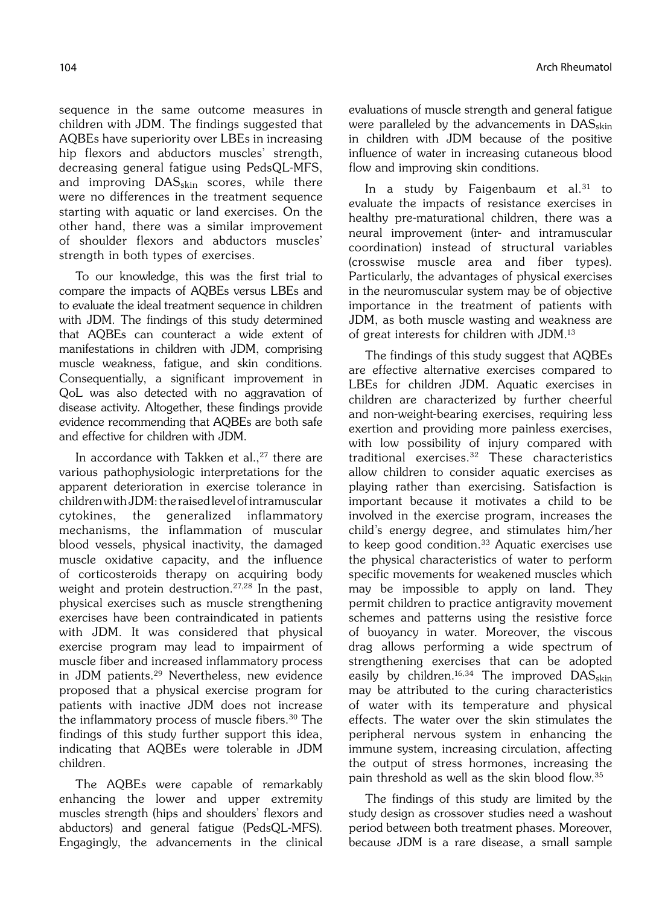sequence in the same outcome measures in children with JDM. The findings suggested that AQBEs have superiority over LBEs in increasing hip flexors and abductors muscles' strength, decreasing general fatigue using PedsQL-MFS, and improving $DAS_{skin}$ scores, while there were no differences in the treatment sequence starting with aquatic or land exercises. On the other hand, there was a similar improvement of shoulder flexors and abductors muscles' strength in both types of exercises.

To our knowledge, this was the first trial to compare the impacts of AQBEs versus LBEs and to evaluate the ideal treatment sequence in children with JDM. The findings of this study determined that AQBEs can counteract a wide extent of manifestations in children with JDM, comprising muscle weakness, fatigue, and skin conditions. Consequentially, a significant improvement in QoL was also detected with no aggravation of disease activity. Altogether, these findings provide evidence recommending that AQBEs are both safe and effective for children with JDM.

In accordance with Takken et al.,[27] there are various pathophysiologic interpretations for the apparent deterioration in exercise tolerance in children with JDM: the raised level of intramuscular cytokines, the generalized inflammatory mechanisms, the inflammation of muscular blood vessels, physical inactivity, the damaged muscle oxidative capacity, and the influence of corticosteroids therapy on acquiring body weight and protein destruction.[27,28] In the past, physical exercises such as muscle strengthening exercises have been contraindicated in patients with JDM. It was considered that physical exercise program may lead to impairment of muscle fiber and increased inflammatory process in JDM patients.[29] Nevertheless, new evidence proposed that a physical exercise program for patients with inactive JDM does not increase the inflammatory process of muscle fibers.[30] The findings of this study further support this idea, indicating that AQBEs were tolerable in JDM children.

The AQBEs were capable of remarkably enhancing the lower and upper extremity muscles strength (hips and shoulders' flexors and abductors) and general fatigue (PedsQL-MFS). Engagingly, the advancements in the clinical evaluations of muscle strength and general fatigue were paralleled by the advancements in $DAS_{skin}$ in children with JDM because of the positive influence of water in increasing cutaneous blood flow and improving skin conditions.

In a study by Faigenbaum et al.[31] to evaluate the impacts of resistance exercises in healthy pre-maturational children, there was a neural improvement (inter- and intramuscular coordination) instead of structural variables (crosswise muscle area and fiber types). Particularly, the advantages of physical exercises in the neuromuscular system may be of objective importance in the treatment of patients with JDM, as both muscle wasting and weakness are of great interests for children with JDM.[13]

The findings of this study suggest that AQBEs are effective alternative exercises compared to LBEs for children JDM. Aquatic exercises in children are characterized by further cheerful and non-weight-bearing exercises, requiring less exertion and providing more painless exercises, with low possibility of injury compared with traditional exercises.[32] These characteristics allow children to consider aquatic exercises as playing rather than exercising. Satisfaction is important because it motivates a child to be involved in the exercise program, increases the child's energy degree, and stimulates him/her to keep good condition.[33] Aquatic exercises use the physical characteristics of water to perform specific movements for weakened muscles which may be impossible to apply on land. They permit children to practice antigravity movement schemes and patterns using the resistive force of buoyancy in water. Moreover, the viscous drag allows performing a wide spectrum of strengthening exercises that can be adopted easily by children.[16,34] The improved $DAS_{skin}$ may be attributed to the curing characteristics of water with its temperature and physical effects. The water over the skin stimulates the peripheral nervous system in enhancing the immune system, increasing circulation, affecting the output of stress hormones, increasing the pain threshold as well as the skin blood flow.[35]

The findings of this study are limited by the study design as crossover studies need a washout period between both treatment phases. Moreover, because JDM is a rare disease, a small sample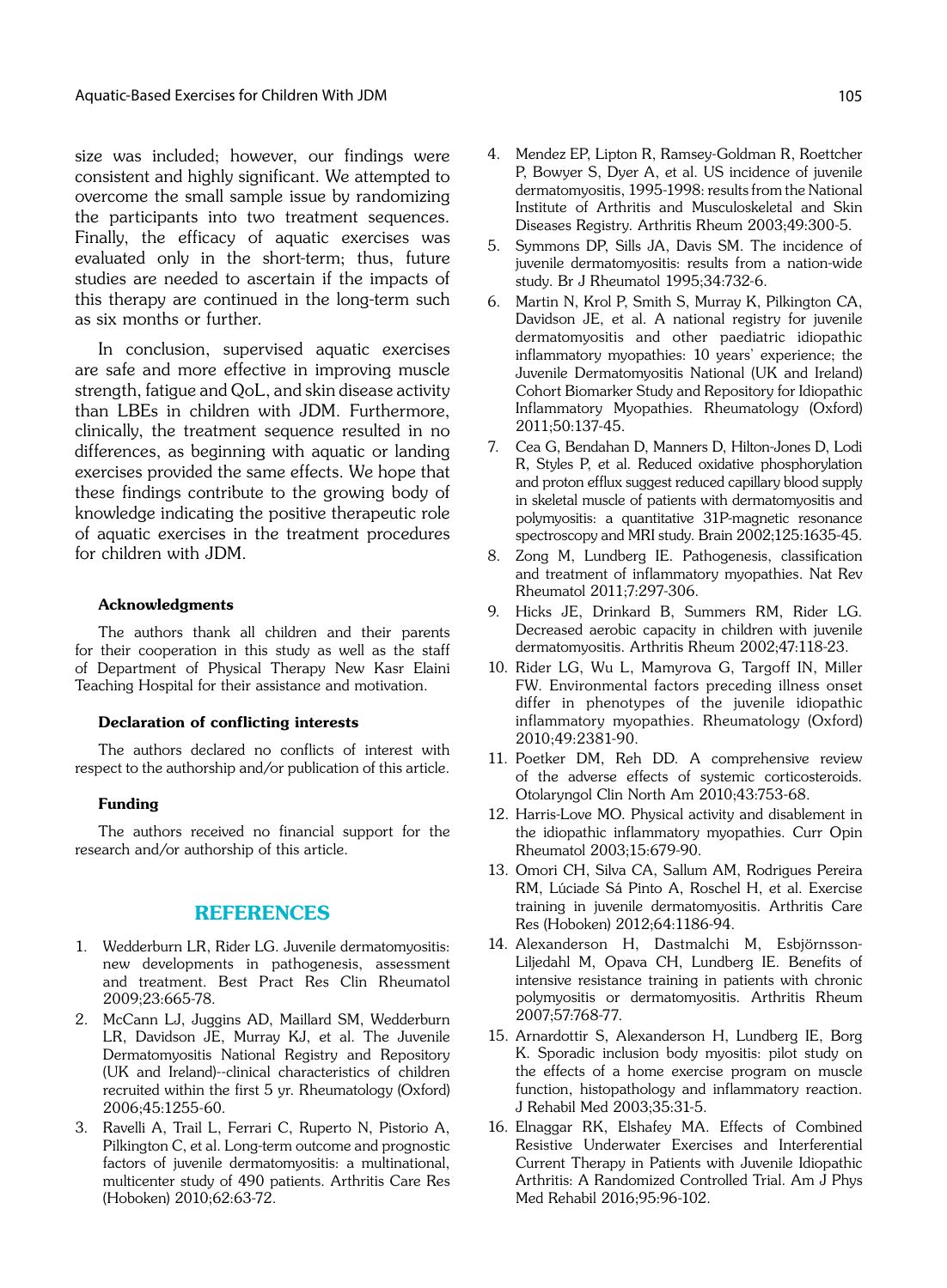size was included; however, our findings were consistent and highly significant. We attempted to overcome the small sample issue by randomizing the participants into two treatment sequences. Finally, the efficacy of aquatic exercises was evaluated only in the short-term; thus, future studies are needed to ascertain if the impacts of this therapy are continued in the long-term such as six months or further.

In conclusion, supervised aquatic exercises are safe and more effective in improving muscle strength, fatigue and QoL, and skin disease activity than LBEs in children with JDM. Furthermore, clinically, the treatment sequence resulted in no differences, as beginning with aquatic or landing exercises provided the same effects. We hope that these findings contribute to the growing body of knowledge indicating the positive therapeutic role of aquatic exercises in the treatment procedures for children with JDM.

#### Acknowledgments

The authors thank all children and their parents for their cooperation in this study as well as the staff of Department of Physical Therapy New Kasr Elaini Teaching Hospital for their assistance and motivation.

#### Declaration of conflicting interests

The authors declared no conflicts of interest with respect to the authorship and/or publication of this article.

#### Funding

The authors received no financial support for the research and/or authorship of this article.

## REFERENCES

1. Wedderburn LR, Rider LG. Juvenile dermatomyositis: new developments in pathogenesis, assessment and treatment. Best Pract Res Clin Rheumatol 2009;23:665-78.
2. McCann LJ, Juggins AD, Maillard SM, Wedderburn LR, Davidson JE, Murray KJ, et al. The Juvenile Dermatomyositis National Registry and Repository (UK and Ireland)--clinical characteristics of children recruited within the first 5 yr. Rheumatology (Oxford) 2006;45:1255-60.
3. Ravelli A, Trail L, Ferrari C, Ruperto N, Pistorio A, Pilkington C, et al. Long-term outcome and prognostic factors of juvenile dermatomyositis: a multinational, multicenter study of 490 patients. Arthritis Care Res (Hoboken) 2010;62:63-72.
4. Mendez EP, Lipton R, Ramsey-Goldman R, Roettcher P, Bowyer S, Dyer A, et al. US incidence of juvenile dermatomyositis, 1995-1998: results from the National Institute of Arthritis and Musculoskeletal and Skin Diseases Registry. Arthritis Rheum 2003;49:300-5.
5. Symmons DP, Sills JA, Davis SM. The incidence of juvenile dermatomyositis: results from a nation-wide study. Br J Rheumatol 1995;34:732-6.
6. Martin N, Krol P, Smith S, Murray K, Pilkington CA, Davidson JE, et al. A national registry for juvenile dermatomyositis and other paediatric idiopathic inflammatory myopathies: 10 years' experience; the Juvenile Dermatomyositis National (UK and Ireland) Cohort Biomarker Study and Repository for Idiopathic Inflammatory Myopathies. Rheumatology (Oxford) 2011;50:137-45.
7. Cea G, Bendahan D, Manners D, Hilton-Jones D, Lodi R, Styles P, et al. Reduced oxidative phosphorylation and proton efflux suggest reduced capillary blood supply in skeletal muscle of patients with dermatomyositis and polymyositis: a quantitative 31P-magnetic resonance spectroscopy and MRI study. Brain 2002;125:1635-45.
8. Zong M, Lundberg IE. Pathogenesis, classification and treatment of inflammatory myopathies. Nat Rev Rheumatol 2011;7:297-306.
9. Hicks JE, Drinkard B, Summers RM, Rider LG. Decreased aerobic capacity in children with juvenile dermatomyositis. Arthritis Rheum 2002;47:118-23.
10. Rider LG, Wu L, Mamyrova G, Targoff IN, Miller FW. Environmental factors preceding illness onset differ in phenotypes of the juvenile idiopathic inflammatory myopathies. Rheumatology (Oxford) 2010;49:2381-90.
11. Poetker DM, Reh DD. A comprehensive review of the adverse effects of systemic corticosteroids. Otolaryngol Clin North Am 2010;43:753-68.
12. Harris-Love MO. Physical activity and disablement in the idiopathic inflammatory myopathies. Curr Opin Rheumatol 2003;15:679-90.
13. Omori CH, Silva CA, Sallum AM, Rodrigues Pereira RM, Lúciade Sá Pinto A, Roschel H, et al. Exercise training in juvenile dermatomyositis. Arthritis Care Res (Hoboken) 2012;64:1186-94.
14. Alexanderson H, Dastmalchi M, Esbjörnsson-Liljedahl M, Opava CH, Lundberg IE. Benefits of intensive resistance training in patients with chronic polymyositis or dermatomyositis. Arthritis Rheum 2007;57:768-77.
15. Arnardottir S, Alexanderson H, Lundberg IE, Borg K. Sporadic inclusion body myositis: pilot study on the effects of a home exercise program on muscle function, histopathology and inflammatory reaction. J Rehabil Med 2003;35:31-5.
16. Elnaggar RK, Elshafey MA. Effects of Combined Resistive Underwater Exercises and Interferential Current Therapy in Patients with Juvenile Idiopathic Arthritis: A Randomized Controlled Trial. Am J Phys Med Rehabil 2016;95:96-102.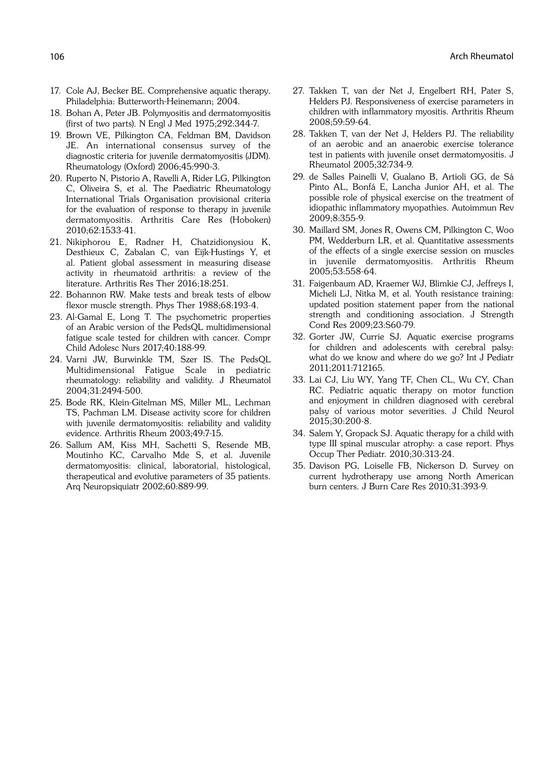17. Cole AJ, Becker BE. Comprehensive aquatic therapy. Philadelphia: Butterworth-Heinemann; 2004.
18. Bohan A, Peter JB. Polymyositis and dermatomyositis (first of two parts). N Engl J Med 1975;292:344-7.
19. Brown VE, Pilkington CA, Feldman BM, Davidson JE. An international consensus survey of the diagnostic criteria for juvenile dermatomyositis (JDM). Rheumatology (Oxford) 2006;45:990-3.
20. Ruperto N, Pistorio A, Ravelli A, Rider LG, Pilkington C, Oliveira S, et al. The Paediatric Rheumatology International Trials Organisation provisional criteria for the evaluation of response to therapy in juvenile dermatomyositis. Arthritis Care Res (Hoboken) 2010;62:1533-41.
21. Nikiphorou E, Radner H, Chatzidionysiou K, Desthieux C, Zabalan C, van Eijk-Hustings Y, et al. Patient global assessment in measuring disease activity in rheumatoid arthritis: a review of the literature. Arthritis Res Ther 2016;18:251.
22. Bohannon RW. Make tests and break tests of elbow flexor muscle strength. Phys Ther 1988;68:193-4.
23. Al-Gamal E, Long T. The psychometric properties of an Arabic version of the PedsQL multidimensional fatigue scale tested for children with cancer. Compr Child Adolesc Nurs 2017;40:188-99.
24. Varni JW, Burwinkle TM, Szer IS. The PedsQL Multidimensional Fatigue Scale in pediatric rheumatology: reliability and validity. J Rheumatol 2004;31:2494-500.
25. Bode RK, Klein-Gitelman MS, Miller ML, Lechman TS, Pachman LM. Disease activity score for children with juvenile dermatomyositis: reliability and validity evidence. Arthritis Rheum 2003;49:7-15.
26. Sallum AM, Kiss MH, Sachetti S, Resende MB, Moutinho KC, Carvalho Mde S, et al. Juvenile dermatomyositis: clinical, laboratorial, histological, therapeutical and evolutive parameters of 35 patients. Arq Neuropsiquiatr 2002;60:889-99.
27. Takken T, van der Net J, Engelbert RH, Pater S, Helders PJ. Responsiveness of exercise parameters in children with inflammatory myositis. Arthritis Rheum 2008;59:59-64.
28. Takken T, van der Net J, Helders PJ. The reliability of an aerobic and an anaerobic exercise tolerance test in patients with juvenile onset dermatomyositis. J Rheumatol 2005;32:734-9.
29. de Salles Painelli V, Gualano B, Artioli GG, de Sá Pinto AL, Bonfá E, Lancha Junior AH, et al. The possible role of physical exercise on the treatment of idiopathic inflammatory myopathies. Autoimmun Rev 2009;8:355-9.
30. Maillard SM, Jones R, Owens CM, Pilkington C, Woo PM, Wedderburn LR, et al. Quantitative assessments of the effects of a single exercise session on muscles in juvenile dermatomyositis. Arthritis Rheum 2005;53:558-64.
31. Faigenbaum AD, Kraemer WJ, Blimkie CJ, Jeffreys I, Micheli LJ, Nitka M, et al. Youth resistance training: updated position statement paper from the national strength and conditioning association. J Strength Cond Res 2009;23:S60-79.
32. Gorter JW, Currie SJ. Aquatic exercise programs for children and adolescents with cerebral palsy: what do we know and where do we go? Int J Pediatr 2011;2011:712165.
33. Lai CJ, Liu WY, Yang TF, Chen CL, Wu CY, Chan RC. Pediatric aquatic therapy on motor function and enjoyment in children diagnosed with cerebral palsy of various motor severities. J Child Neurol 2015;30:200-8.
34. Salem Y, Gropack SJ. Aquatic therapy for a child with type III spinal muscular atrophy: a case report. Phys Occup Ther Pediatr. 2010;30:313-24.
35. Davison PG, Loiselle FB, Nickerson D. Survey on current hydrotherapy use among North American burn centers. J Burn Care Res 2010;31:393-9.